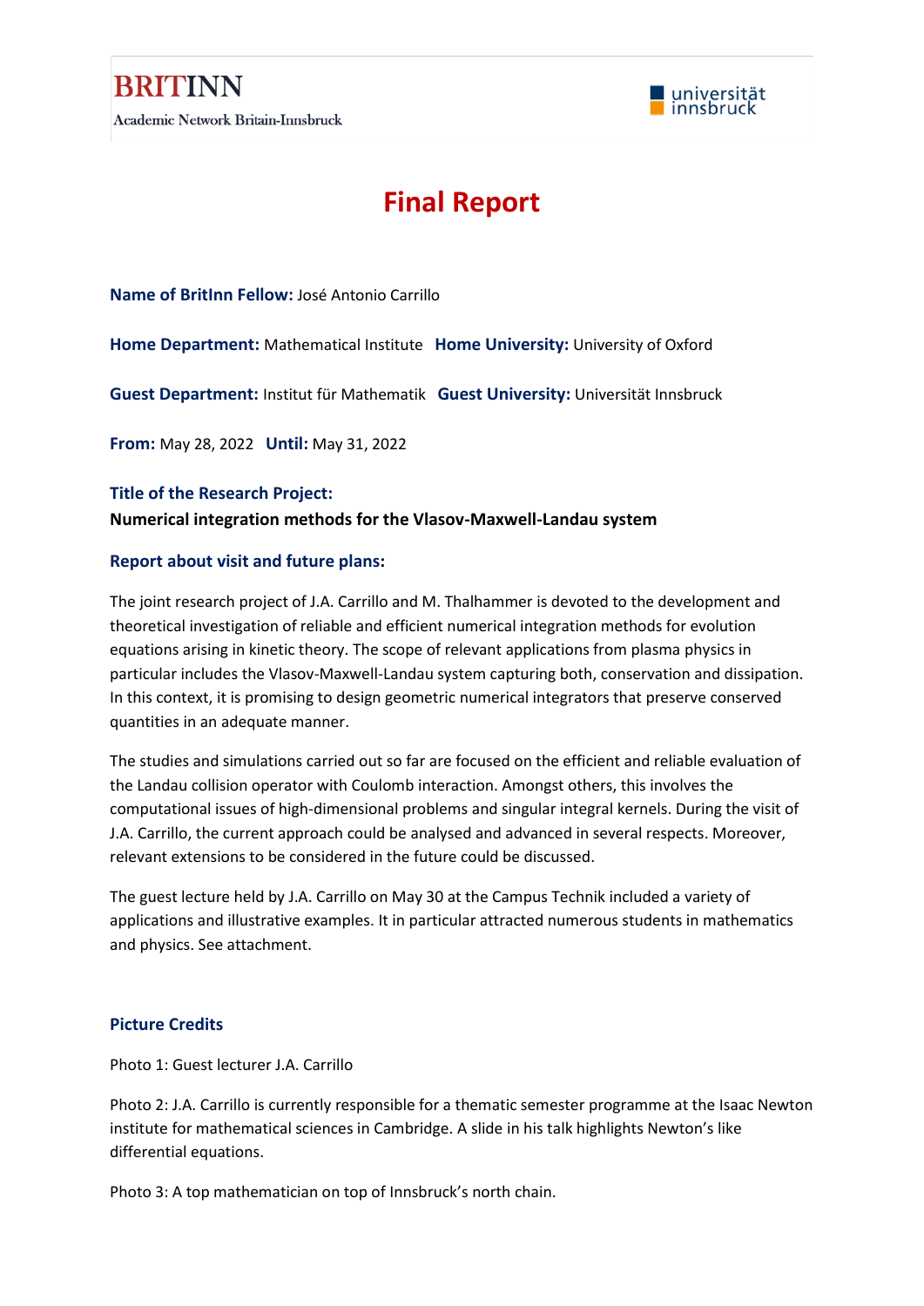BRITINN

Academic Network Britain-Innsbruck

universität innsbruck

# Final Report

**Name of BritInn Fellow:** José Antonio Carrillo

**Home Department:** Mathematical Institute **Home University:** University of Oxford

**Guest Department:** Institut für Mathematik **Guest University:** Universität Innsbruck

**From:** May 28, 2022 **Until:** May 31, 2022

**Title of the Research Project:**

**Numerical integration methods for the Vlasov-Maxwell-Landau system**

**Report about visit and future plans:**

The joint research project of J.A. Carrillo and M. Thalhammer is devoted to the development and theoretical investigation of reliable and efficient numerical integration methods for evolution equations arising in kinetic theory. The scope of relevant applications from plasma physics in particular includes the Vlasov-Maxwell-Landau system capturing both, conservation and dissipation. In this context, it is promising to design geometric numerical integrators that preserve conserved quantities in an adequate manner.

The studies and simulations carried out so far are focused on the efficient and reliable evaluation of the Landau collision operator with Coulomb interaction. Amongst others, this involves the computational issues of high-dimensional problems and singular integral kernels. During the visit of J.A. Carrillo, the current approach could be analysed and advanced in several respects. Moreover, relevant extensions to be considered in the future could be discussed.

The guest lecture held by J.A. Carrillo on May 30 at the Campus Technik included a variety of applications and illustrative examples. It in particular attracted numerous students in mathematics and physics. See attachment.

**Picture Credits**

Photo 1: Guest lecturer J.A. Carrillo

Photo 2: J.A. Carrillo is currently responsible for a thematic semester programme at the Isaac Newton institute for mathematical sciences in Cambridge. A slide in his talk highlights Newton's like differential equations.

Photo 3: A top mathematician on top of Innsbruck's north chain.